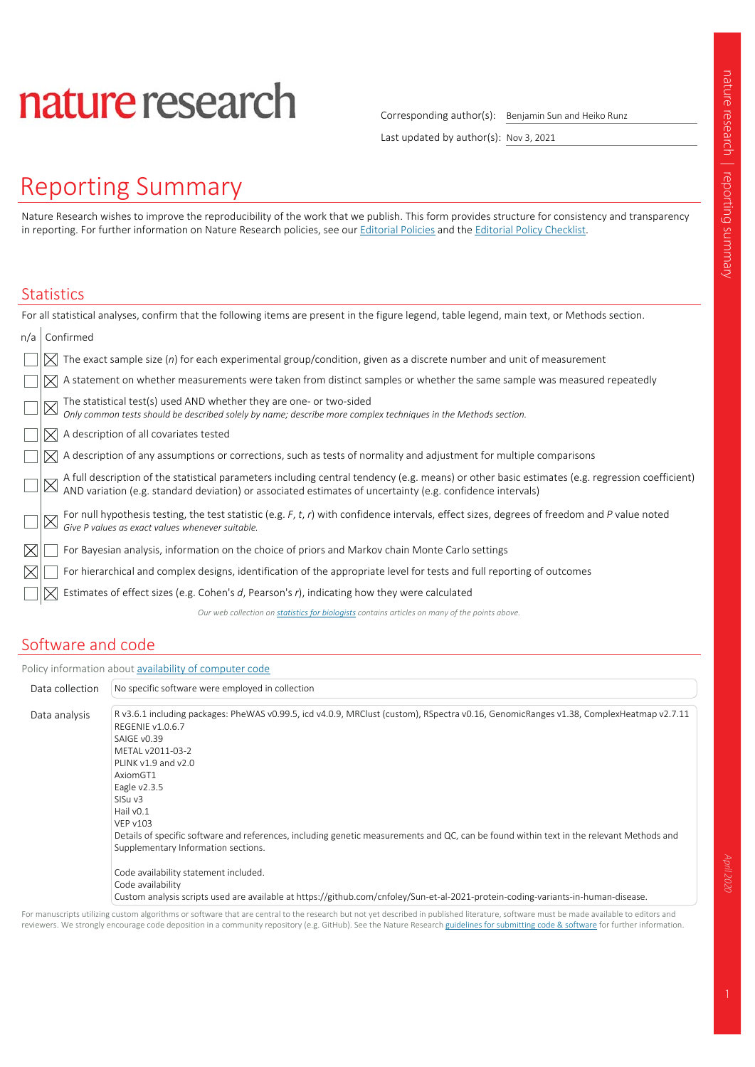# nature research

Corresponding author(s): Benjamin Sun and Heiko Runz

Last updated by author(s): Nov 3, 2021

# Reporting Summary

Nature Research wishes to improve the reproducibility of the work that we publish. This form provides structure for consistency and transparency in reporting. For further information on Nature Research policies, see our Editorial Policies and the Editorial Policy Checklist.

## Statistics

For all statistical analyses, confirm that the following items are present in the figure legend, table legend, main text, or Methods section.

| n/a | Confirmed | |
|---|---|---|
| ☐ | ☒ | The exact sample size ($n$) for each experimental group/condition, given as a discrete number and unit of measurement |
| ☐ | ☒ | A statement on whether measurements were taken from distinct samples or whether the same sample was measured repeatedly |
| ☐ | ☒ | The statistical test(s) used AND whether they are one- or two-sided<br>*Only common tests should be described solely by name; describe more complex techniques in the Methods section.* |
| ☐ | ☒ | A description of all covariates tested |
| ☐ | ☒ | A description of any assumptions or corrections, such as tests of normality and adjustment for multiple comparisons |
| ☐ | ☒ | A full description of the statistical parameters including central tendency (e.g. means) or other basic estimates (e.g. regression coefficient) AND variation (e.g. standard deviation) or associated estimates of uncertainty (e.g. confidence intervals) |
| ☐ | ☒ | For null hypothesis testing, the test statistic (e.g. $F$, $t$, $r$) with confidence intervals, effect sizes, degrees of freedom and $P$ value noted<br>*Give P values as exact values whenever suitable.* |
| ☒ | ☐ | For Bayesian analysis, information on the choice of priors and Markov chain Monte Carlo settings |
| ☒ | ☐ | For hierarchical and complex designs, identification of the appropriate level for tests and full reporting of outcomes |
| ☐ | ☒ | Estimates of effect sizes (e.g. Cohen's $d$, Pearson's $r$), indicating how they were calculated |

*Our web collection on statistics for biologists contains articles on many of the points above.*

## Software and code

Policy information about availability of computer code

| | |
|---|---|
| Data collection | No specific software were employed in collection |
| Data analysis | R v3.6.1 including packages: PheWAS v0.99.5, icd v4.0.9, MRClust (custom), RSpectra v0.16, GenomicRanges v1.38, ComplexHeatmap v2.7.11<br>REGENIE v1.0.6.7<br>SAIGE v0.39<br>METAL v2011-03-2<br>PLINK v1.9 and v2.0<br>AxiomGT1<br>Eagle v2.3.5<br>SISu v3<br>Hail v0.1<br>VEP v103<br>Details of specific software and references, including genetic measurements and QC, can be found within text in the relevant Methods and Supplementary Information sections.<br><br>Code availability statement included.<br>Code availability<br>Custom analysis scripts used are available at https://github.com/cnfoley/Sun-et-al-2021-protein-coding-variants-in-human-disease. |

For manuscripts utilizing custom algorithms or software that are central to the research but not yet described in published literature, software must be made available to editors and reviewers. We strongly encourage code deposition in a community repository (e.g. GitHub). See the Nature Research guidelines for submitting code & software for further information.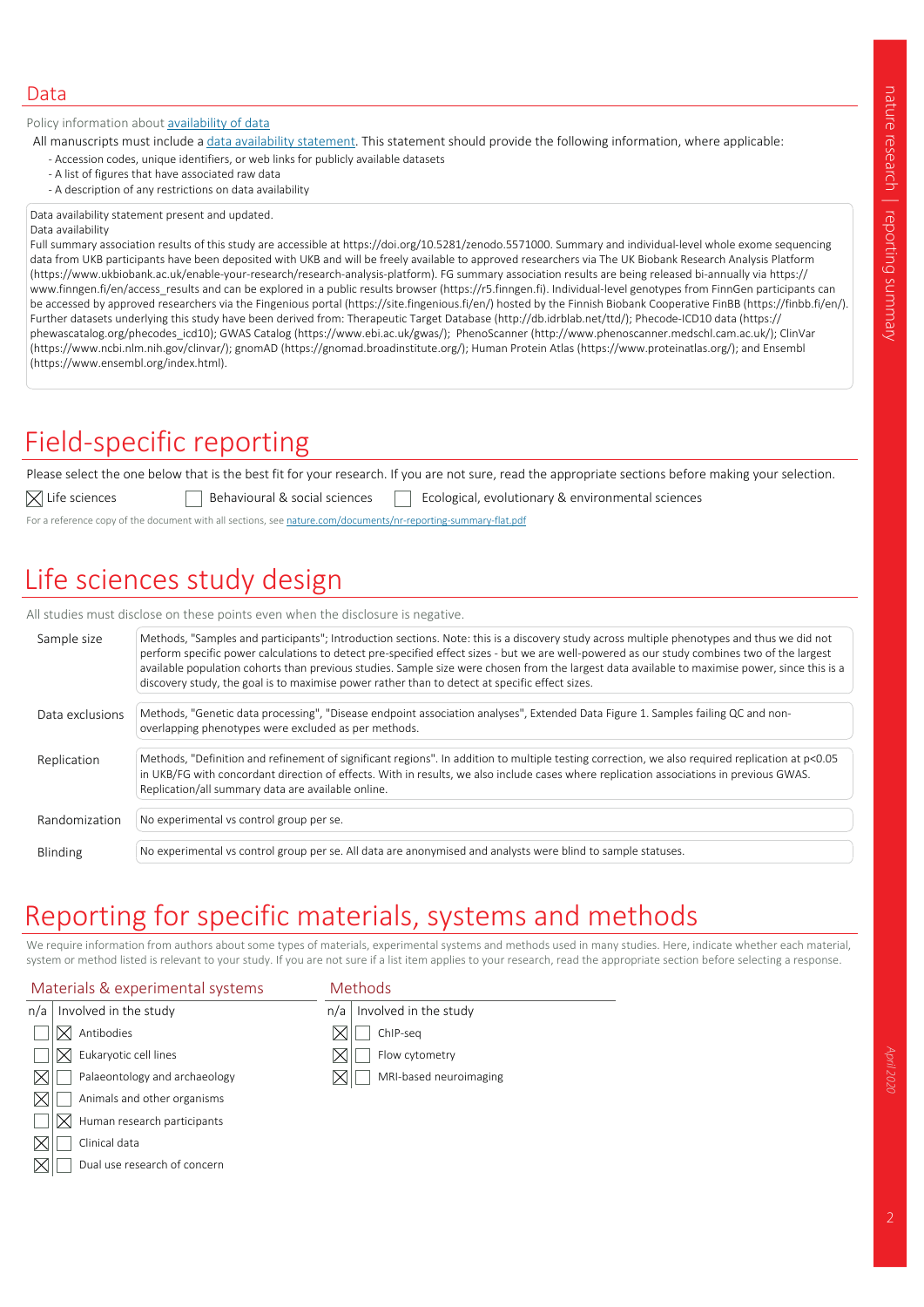## Data

Policy information about availability of data

All manuscripts must include a data availability statement. This statement should provide the following information, where applicable:

- Accession codes, unique identifiers, or web links for publicly available datasets
- A list of figures that have associated raw data
- A description of any restrictions on data availability

Data availability statement present and updated.
Data availability
Full summary association results of this study are accessible at https://doi.org/10.5281/zenodo.5571000. Summary and individual-level whole exome sequencing data from UKB participants have been deposited with UKB and will be freely available to approved researchers via The UK Biobank Research Analysis Platform (https://www.ukbiobank.ac.uk/enable-your-research/research-analysis-platform). FG summary association results are being released bi-annually via https://www.finngen.fi/en/access_results and can be explored in a public results browser (https://r5.finngen.fi). Individual-level genotypes from FinnGen participants can be accessed by approved researchers via the Fingenious portal (https://site.fingenious.fi/en/) hosted by the Finnish Biobank Cooperative FinBB (https://finbb.fi/en/). Further datasets underlying this study have been derived from: Therapeutic Target Database (http://db.idrblab.net/ttd/); Phecode-ICD10 data (https://phewascatalog.org/phecodes_icd10); GWAS Catalog (https://www.ebi.ac.uk/gwas/); PhenoScanner (http://www.phenoscanner.medschl.cam.ac.uk/); ClinVar (https://www.ncbi.nlm.nih.gov/clinvar/); gnomAD (https://gnomad.broadinstitute.org/); Human Protein Atlas (https://www.proteinatlas.org/); and Ensembl (https://www.ensembl.org/index.html).

# Field-specific reporting

Please select the one below that is the best fit for your research. If you are not sure, read the appropriate sections before making your selection.

☒ Life sciences ☐ Behavioural & social sciences ☐ Ecological, evolutionary & environmental sciences

For a reference copy of the document with all sections, see nature.com/documents/nr-reporting-summary-flat.pdf

# Life sciences study design

All studies must disclose on these points even when the disclosure is negative.

| | |
|---|---|
| Sample size | Methods, "Samples and participants"; Introduction sections. Note: this is a discovery study across multiple phenotypes and thus we did not perform specific power calculations to detect pre-specified effect sizes - but we are well-powered as our study combines two of the largest available population cohorts than previous studies. Sample size were chosen from the largest data available to maximise power, since this is a discovery study, the goal is to maximise power rather than to detect at specific effect sizes. |
| Data exclusions | Methods, "Genetic data processing", "Disease endpoint association analyses", Extended Data Figure 1. Samples failing QC and non-overlapping phenotypes were excluded as per methods. |
| Replication | Methods, "Definition and refinement of significant regions". In addition to multiple testing correction, we also required replication at $p<0.05$ in UKB/FG with concordant direction of effects. With in results, we also include cases where replication associations in previous GWAS. Replication/all summary data are available online. |
| Randomization | No experimental vs control group per se. |
| Blinding | No experimental vs control group per se. All data are anonymised and analysts were blind to sample statuses. |

# Reporting for specific materials, systems and methods

We require information from authors about some types of materials, experimental systems and methods used in many studies. Here, indicate whether each material, system or method listed is relevant to your study. If you are not sure if a list item applies to your research, read the appropriate section before selecting a response.

### Materials & experimental systems

| n/a | Involved in the study |
|---|---|
| ☐ | ☒ Antibodies |
| ☐ | ☒ Eukaryotic cell lines |
| ☒ | ☐ Palaeontology and archaeology |
| ☒ | ☐ Animals and other organisms |
| ☐ | ☒ Human research participants |
| ☒ | ☐ Clinical data |
| ☒ | ☐ Dual use research of concern |

### Methods

| n/a | Involved in the study |
|---|---|
| ☒ | ☐ ChIP-seq |
| ☒ | ☐ Flow cytometry |
| ☒ | ☐ MRI-based neuroimaging |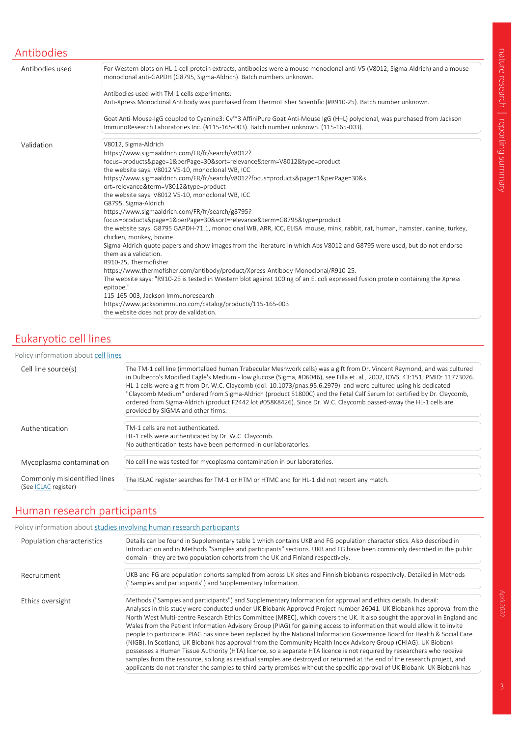## Antibodies

| | |
|---|---|
| Antibodies used | For Western blots on HL-1 cell protein extracts, antibodies were a mouse monoclonal anti-V5 (V8012, Sigma-Aldrich) and a mouse monoclonal anti-GAPDH (G8795, Sigma-Aldrich). Batch numbers unknown.<br><br>Antibodies used with TM-1 cells experiments:<br>Anti-Xpress Monoclonal Antibody was purchased from ThermoFisher Scientific (#R910-25). Batch number unknown.<br><br>Goat Anti-Mouse-IgG coupled to Cyanine3: Cy™3 AffiniPure Goat Anti-Mouse IgG (H+L) polyclonal, was purchased from Jackson ImmunoResearch Laboratories Inc. (#115-165-003). Batch number unknown. (115-165-003). |
| Validation | V8012, Sigma-Aldrich<br>https://www.sigmaaldrich.com/FR/fr/search/v8012?focus=products&page=1&perPage=30&sort=relevance&term=V8012&type=product<br>the website says: V8012 V5-10, monoclonal WB, ICC<br>https://www.sigmaaldrich.com/FR/fr/search/v8012?focus=products&page=1&perPage=30&sort=relevance&term=V8012&type=product<br>the website says: V8012 V5-10, monoclonal WB, ICC<br>G8795, Sigma-Aldrich<br>https://www.sigmaaldrich.com/FR/fr/search/g8795?focus=products&page=1&perPage=30&sort=relevance&term=G8795&type=product<br>the website says: G8795 GAPDH-71.1, monoclonal WB, ARR, ICC, ELISA mouse, mink, rabbit, rat, human, hamster, canine, turkey, chicken, monkey, bovine.<br>Sigma-Aldrich quote papers and show images from the literature in which Abs V8012 and G8795 were used, but do not endorse them as a validation.<br>R910-25, Thermofisher<br>https://www.thermofisher.com/antibody/product/Xpress-Antibody-Monoclonal/R910-25.<br>The website says: "R910-25 is tested in Western blot against 100 ng of an E. coli expressed fusion protein containing the Xpress epitope."<br>115-165-003, Jackson Immunoresearch<br>https://www.jacksonimmuno.com/catalog/products/115-165-003<br>the website does not provide validation. |

## Eukaryotic cell lines

Policy information about cell lines

| | |
|---|---|
| Cell line source(s) | The TM-1 cell line (immortalized human Trabecular Meshwork cells) was a gift from Dr. Vincent Raymond, and was cultured in Dulbecco's Modified Eagle's Medium - low glucose (Sigma, #D6046), see Filla et. al., 2002, IOVS. 43:151; PMID: 11773026. HL-1 cells were a gift from Dr. W.C. Claycomb (doi: 10.1073/pnas.95.6.2979) and were cultured using his dedicated "Claycomb Medium" ordered from Sigma-Aldrich (product 51800C) and the Fetal Calf Serum lot certified by Dr. Claycomb, ordered from Sigma-Aldrich (product F2442 lot #058K8426). Since Dr. W.C. Claycomb passed-away the HL-1 cells are provided by SIGMA and other firms. |
| Authentication | TM-1 cells are not authenticated.<br>HL-1 cells were authenticated by Dr. W.C. Claycomb.<br>No authentication tests have been performed in our laboratories. |
| Mycoplasma contamination | No cell line was tested for mycoplasma contamination in our laboratories. |
| Commonly misidentified lines<br>(See ICLAC register) | The ISLAC register searches for TM-1 or HTM or HTMC and for HL-1 did not report any match. |

## Human research participants

Policy information about studies involving human research participants

| | |
|---|---|
| Population characteristics | Details can be found in Supplementary table 1 which contains UKB and FG population characteristics. Also described in Introduction and in Methods "Samples and participants" sections. UKB and FG have been commonly described in the public domain - they are two population cohorts from the UK and Finland respectively. |
| Recruitment | UKB and FG are population cohorts sampled from across UK sites and Finnish biobanks respectively. Detailed in Methods ("Samples and participants") and Supplementary Information. |
| Ethics oversight | Methods ("Samples and participants") and Supplementary Information for approval and ethics details. In detail:<br>Analyses in this study were conducted under UK Biobank Approved Project number 26041. UK Biobank has approval from the North West Multi-centre Research Ethics Committee (MREC), which covers the UK. It also sought the approval in England and Wales from the Patient Information Advisory Group (PIAG) for gaining access to information that would allow it to invite people to participate. PIAG has since been replaced by the National Information Governance Board for Health & Social Care (NIGB). In Scotland, UK Biobank has approval from the Community Health Index Advisory Group (CHIAG). UK Biobank possesses a Human Tissue Authority (HTA) licence, so a separate HTA licence is not required by researchers who receive samples from the resource, so long as residual samples are destroyed or returned at the end of the research project, and applicants do not transfer the samples to third party premises without the specific approval of UK Biobank. UK Biobank has |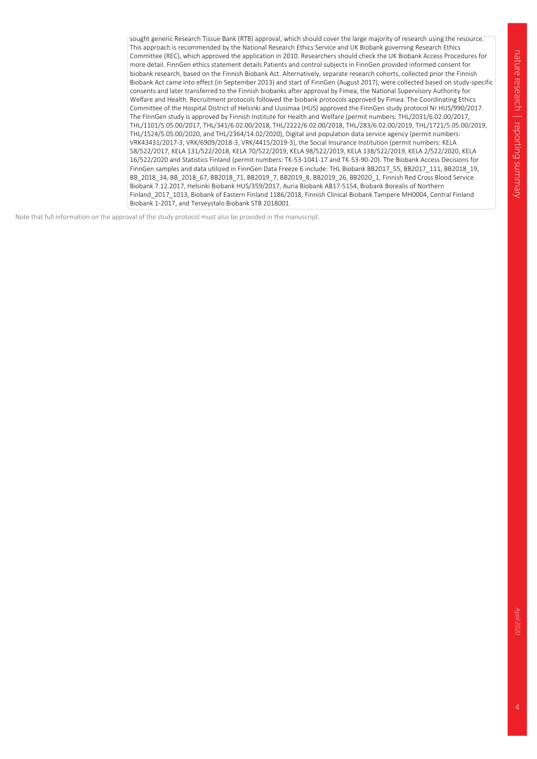sought generic Research Tissue Bank (RTB) approval, which should cover the large majority of research using the resource. This approach is recommended by the National Research Ethics Service and UK Biobank governing Research Ethics Committee (REC), which approved the application in 2010. Researchers should check the UK Biobank Access Procedures for more detail. FinnGen ethics statement details Patients and control subjects in FinnGen provided informed consent for biobank research, based on the Finnish Biobank Act. Alternatively, separate research cohorts, collected prior the Finnish Biobank Act came into effect (in September 2013) and start of FinnGen (August 2017), were collected based on study-specific consents and later transferred to the Finnish biobanks after approval by Fimea, the National Supervisory Authority for Welfare and Health. Recruitment protocols followed the biobank protocols approved by Fimea. The Coordinating Ethics Committee of the Hospital District of Helsinki and Uusimaa (HUS) approved the FinnGen study protocol Nr HUS/990/2017. The FinnGen study is approved by Finnish Institute for Health and Welfare (permit numbers: THL/2031/6.02.00/2017, THL/1101/5.05.00/2017, THL/341/6.02.00/2018, THL/2222/6.02.00/2018, THL/283/6.02.00/2019, THL/1721/5.05.00/2019, THL/1524/5.05.00/2020, and THL/2364/14.02/2020), Digital and population data service agency (permit numbers: VRK43431/2017-3, VRK/6909/2018-3, VRK/4415/2019-3), the Social Insurance Institution (permit numbers: KELA 58/522/2017, KELA 131/522/2018, KELA 70/522/2019, KELA 98/522/2019, KELA 138/522/2019, KELA 2/522/2020, KELA 16/522/2020 and Statistics Finland (permit numbers: TK-53-1041-17 and TK-53-90-20). The Biobank Access Decisions for FinnGen samples and data utilized in FinnGen Data Freeze 6 include: THL Biobank BB2017_55, BB2017_111, BB2018_19, BB_2018_34, BB_2018_67, BB2018_71, BB2019_7, BB2019_8, BB2019_26, BB2020_1, Finnish Red Cross Blood Service Biobank 7.12.2017, Helsinki Biobank HUS/359/2017, Auria Biobank AB17-5154, Biobank Borealis of Northern Finland_2017_1013, Biobank of Eastern Finland 1186/2018, Finnish Clinical Biobank Tampere MH0004, Central Finland Biobank 1-2017, and Terveystalo Biobank STB 2018001.

Note that full information on the approval of the study protocol must also be provided in the manuscript.